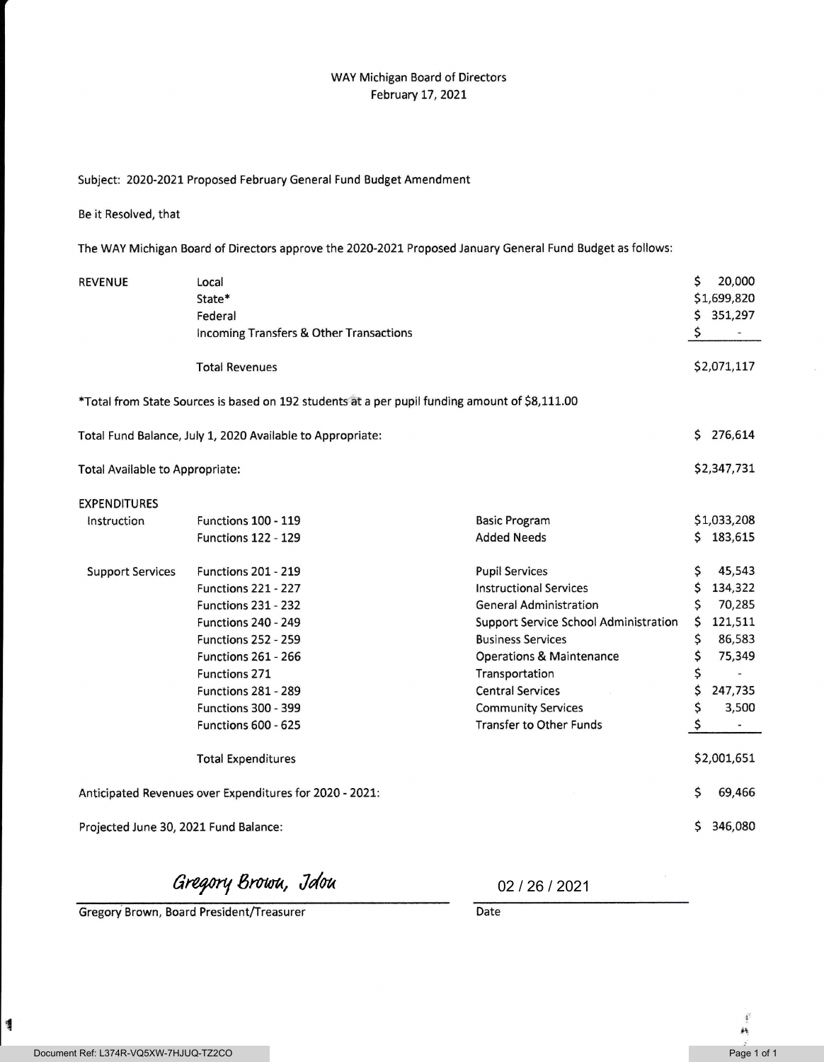WAY Michigan Board of Directors
February 17, 2021

Subject: 2020-2021 Proposed February General Fund Budget Amendment

Be it Resolved, that

The WAY Michigan Board of Directors approve the 2020-2021 Proposed January General Fund Budget as follows:

| REVENUE | | |
|---|---|---|
| | Local | $ 20,000 |
| | State* | $1,699,820 |
| | Federal | $ 351,297 |
| | Incoming Transfers & Other Transactions | $ - |
| | Total Revenues | $2,071,117 |

*Total from State Sources is based on 192 students at a per pupil funding amount of $8,111.00

| | |
|---|---|
| Total Fund Balance, July 1, 2020 Available to Appropriate: | $ 276,614 |
| Total Available to Appropriate: | $2,347,731 |

| EXPENDITURES | | | |
|---|---|---|---|
| Instruction | Functions 100 - 119 | Basic Program | $1,033,208 |
| | Functions 122 - 129 | Added Needs | $ 183,615 |
| Support Services | Functions 201 - 219 | Pupil Services | $ 45,543 |
| | Functions 221 - 227 | Instructional Services | $ 134,322 |
| | Functions 231 - 232 | General Administration | $ 70,285 |
| | Functions 240 - 249 | Support Service School Administration | $ 121,511 |
| | Functions 252 - 259 | Business Services | $ 86,583 |
| | Functions 261 - 266 | Operations & Maintenance | $ 75,349 |
| | Functions 271 | Transportation | $ - |
| | Functions 281 - 289 | Central Services | $ 247,735 |
| | Functions 300 - 399 | Community Services | $ 3,500 |
| | Functions 600 - 625 | Transfer to Other Funds | $ - |
| | Total Expenditures | | $2,001,651 |

| | |
|---|---|
| Anticipated Revenues over Expenditures for 2020 - 2021: | $ 69,466 |
| Projected June 30, 2021 Fund Balance: | $ 346,080 |

Gregory Brown, Jdou — 02 / 26 / 2021

Gregory Brown, Board President/Treasurer — Date

Document Ref: L374R-VQ5XW-7HJUQ-TZ2CO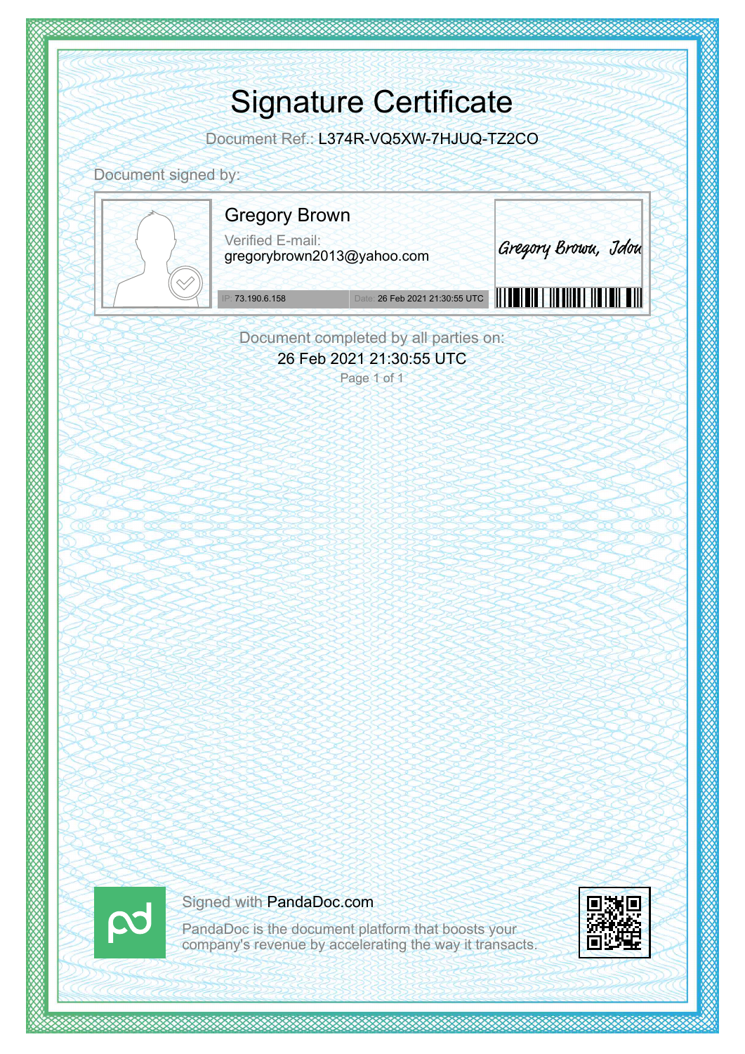# Signature Certificate

Document Ref.: L374R-VQ5XW-7HJUQ-TZ2CO

Document signed by:

**Gregory Brown**

Verified E-mail:
gregorybrown2013@yahoo.com

Gregory Brown, Jdou

IP: 73.190.6.158 | Date: 26 Feb 2021 21:30:55 UTC

Document completed by all parties on:
26 Feb 2021 21:30:55 UTC

Signed with PandaDoc.com

PandaDoc is the document platform that boosts your company's revenue by accelerating the way it transacts.